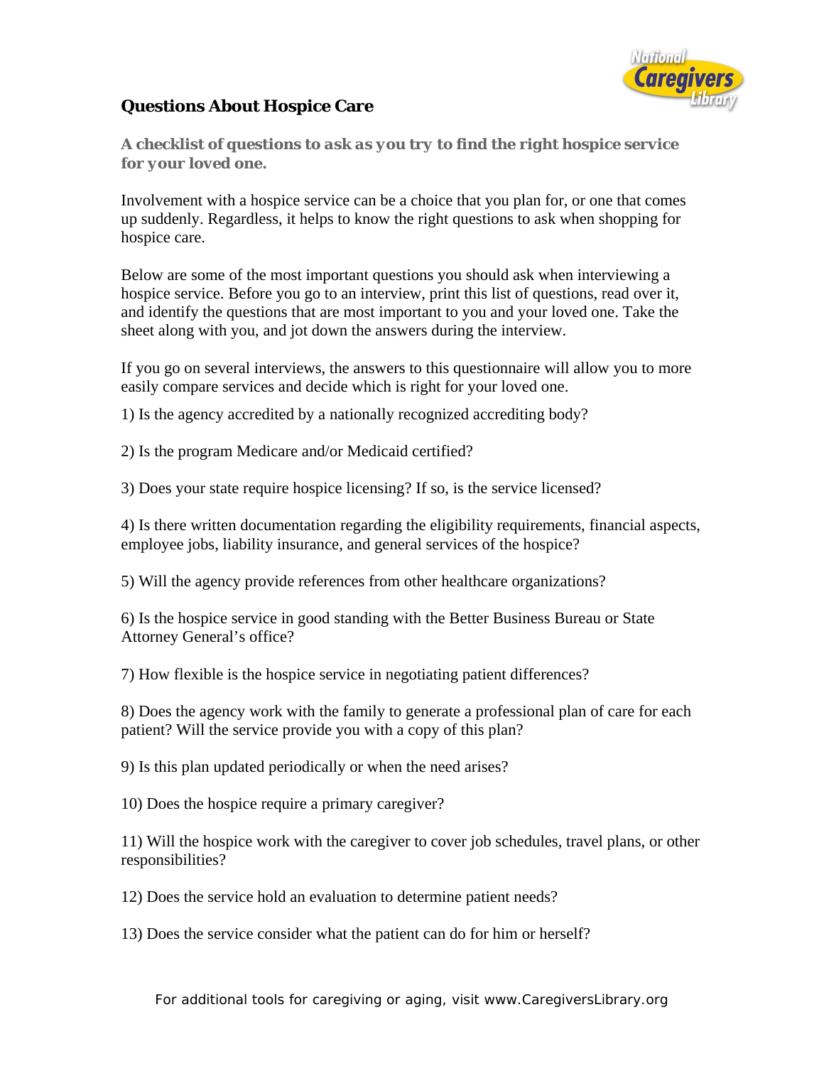# Questions About Hospice Care

***A checklist of questions to ask as you try to find the right hospice service for your loved one.***

Involvement with a hospice service can be a choice that you plan for, or one that comes up suddenly. Regardless, it helps to know the right questions to ask when shopping for hospice care.

Below are some of the most important questions you should ask when interviewing a hospice service. Before you go to an interview, print this list of questions, read over it, and identify the questions that are most important to you and your loved one. Take the sheet along with you, and jot down the answers during the interview.

If you go on several interviews, the answers to this questionnaire will allow you to more easily compare services and decide which is right for your loved one.

1) Is the agency accredited by a nationally recognized accrediting body?

2) Is the program Medicare and/or Medicaid certified?

3) Does your state require hospice licensing? If so, is the service licensed?

4) Is there written documentation regarding the eligibility requirements, financial aspects, employee jobs, liability insurance, and general services of the hospice?

5) Will the agency provide references from other healthcare organizations?

6) Is the hospice service in good standing with the Better Business Bureau or State Attorney General's office?

7) How flexible is the hospice service in negotiating patient differences?

8) Does the agency work with the family to generate a professional plan of care for each patient? Will the service provide you with a copy of this plan?

9) Is this plan updated periodically or when the need arises?

10) Does the hospice require a primary caregiver?

11) Will the hospice work with the caregiver to cover job schedules, travel plans, or other responsibilities?

12) Does the service hold an evaluation to determine patient needs?

13) Does the service consider what the patient can do for him or herself?

For additional tools for caregiving or aging, visit www.CaregiversLibrary.org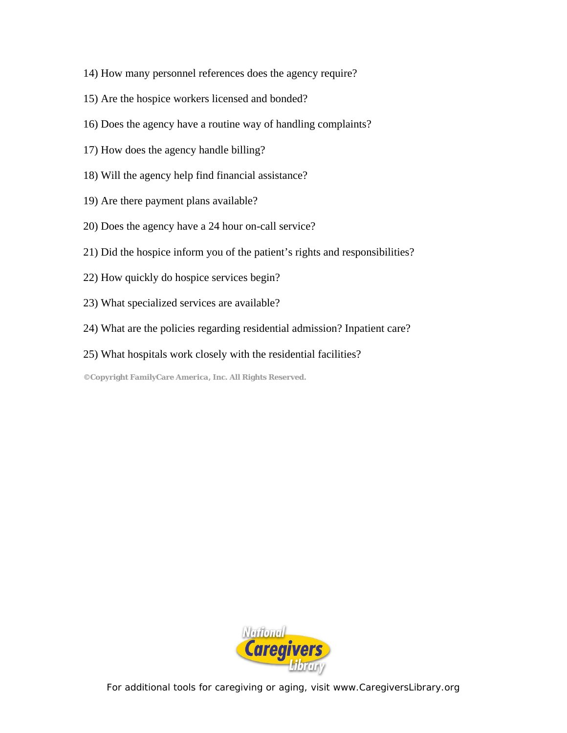14) How many personnel references does the agency require?

15) Are the hospice workers licensed and bonded?

16) Does the agency have a routine way of handling complaints?

17) How does the agency handle billing?

18) Will the agency help find financial assistance?

19) Are there payment plans available?

20) Does the agency have a 24 hour on-call service?

21) Did the hospice inform you of the patient's rights and responsibilities?

22) How quickly do hospice services begin?

23) What specialized services are available?

24) What are the policies regarding residential admission? Inpatient care?

25) What hospitals work closely with the residential facilities?

**©Copyright FamilyCare America, Inc. All Rights Reserved.**

For additional tools for caregiving or aging, visit www.CaregiversLibrary.org